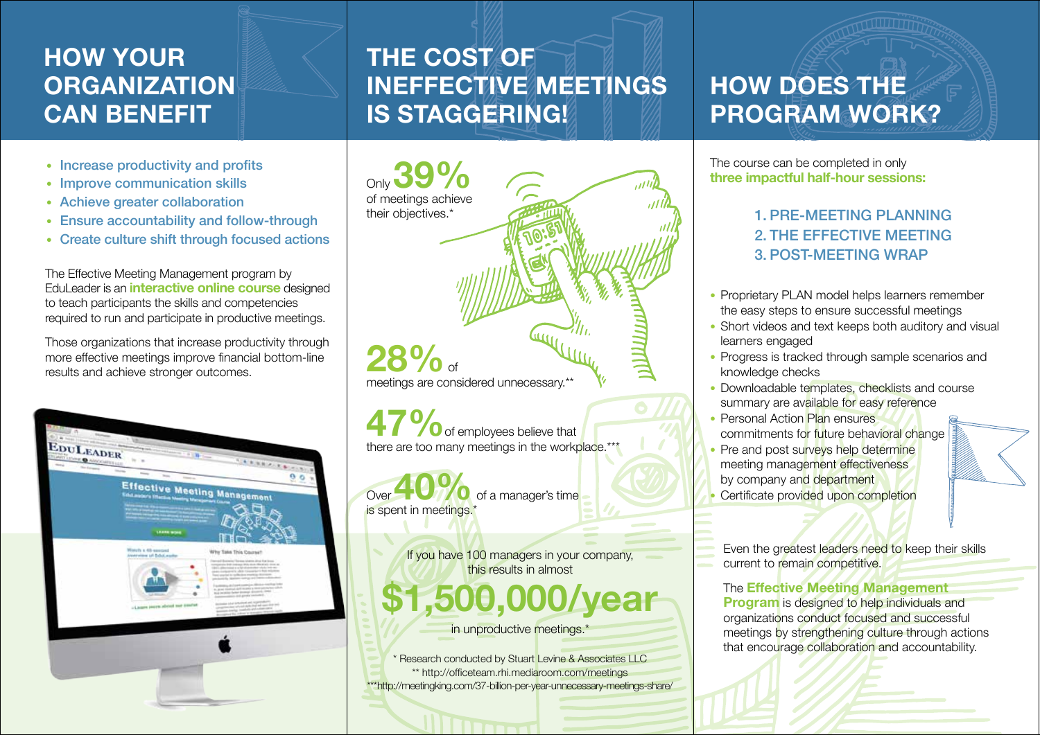# HOW YOUR ORGANIZATION CAN BENEFIT

- Increase productivity and profits
- Improve communication skills
- Achieve greater collaboration
- Ensure accountability and follow-through
- Create culture shift through focused actions

The Effective Meeting Management program by EduLeader is an **interactive online course** designed to teach participants the skills and competencies required to run and participate in productive meetings.

Those organizations that increase productivity through more effective meetings improve financial bottom-line results and achieve stronger outcomes.

# THE COST OF INEFFECTIVE MEETINGS IS STAGGERING!

Only **39%** of meetings achieve their objectives.*

**28%** of meetings are considered unnecessary.**

**47%** of employees believe that there are too many meetings in the workplace.***

Over **40%** of a manager's time is spent in meetings.*

If you have 100 managers in your company, this results in almost

**$1,500,000/year**

in unproductive meetings.*

\* Research conducted by Stuart Levine & Associates LLC
** http://officeteam.rhi.mediaroom.com/meetings
***http://meetingking.com/37-billion-per-year-unnecessary-meetings-share/

# HOW DOES THE PROGRAM WORK?

The course can be completed in only **three impactful half-hour sessions:**

1. PRE-MEETING PLANNING
2. THE EFFECTIVE MEETING
3. POST-MEETING WRAP

- Proprietary PLAN model helps learners remember the easy steps to ensure successful meetings
- Short videos and text keeps both auditory and visual learners engaged
- Progress is tracked through sample scenarios and knowledge checks
- Downloadable templates, checklists and course summary are available for easy reference
- Personal Action Plan ensures commitments for future behavioral change
- Pre and post surveys help determine meeting management effectiveness by company and department
- Certificate provided upon completion

Even the greatest leaders need to keep their skills current to remain competitive.

The **Effective Meeting Management Program** is designed to help individuals and organizations conduct focused and successful meetings by strengthening culture through actions that encourage collaboration and accountability.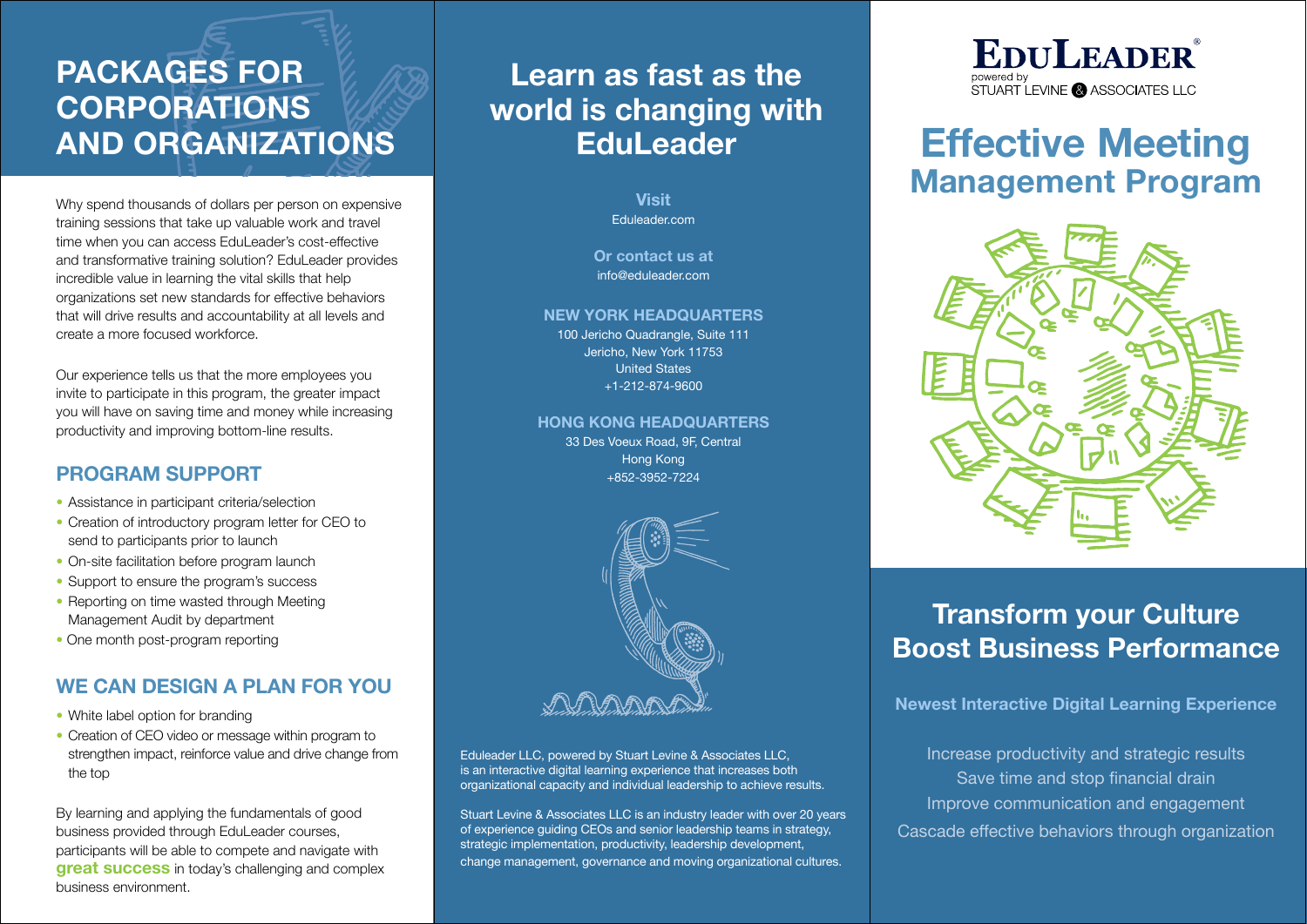# PACKAGES FOR CORPORATIONS AND ORGANIZATIONS

Why spend thousands of dollars per person on expensive training sessions that take up valuable work and travel time when you can access EduLeader's cost-effective and transformative training solution? EduLeader provides incredible value in learning the vital skills that help organizations set new standards for effective behaviors that will drive results and accountability at all levels and create a more focused workforce.

Our experience tells us that the more employees you invite to participate in this program, the greater impact you will have on saving time and money while increasing productivity and improving bottom-line results.

## PROGRAM SUPPORT

- Assistance in participant criteria/selection
- Creation of introductory program letter for CEO to send to participants prior to launch
- On-site facilitation before program launch
- Support to ensure the program's success
- Reporting on time wasted through Meeting Management Audit by department
- One month post-program reporting

## WE CAN DESIGN A PLAN FOR YOU

- White label option for branding
- Creation of CEO video or message within program to strengthen impact, reinforce value and drive change from the top

By learning and applying the fundamentals of good business provided through EduLeader courses, participants will be able to compete and navigate with **great success** in today's challenging and complex business environment.

# Learn as fast as the world is changing with EduLeader

**Visit**
Eduleader.com

**Or contact us at**
info@eduleader.com

**NEW YORK HEADQUARTERS**
100 Jericho Quadrangle, Suite 111
Jericho, New York 11753
United States
+1-212-874-9600

**HONG KONG HEADQUARTERS**
33 Des Voeux Road, 9F, Central
Hong Kong
+852-3952-7224

Eduleader LLC, powered by Stuart Levine & Associates LLC, is an interactive digital learning experience that increases both organizational capacity and individual leadership to achieve results.

Stuart Levine & Associates LLC is an industry leader with over 20 years of experience guiding CEOs and senior leadership teams in strategy, strategic implementation, productivity, leadership development, change management, governance and moving organizational cultures.

EDULEADER®
powered by
STUART LEVINE & ASSOCIATES LLC

# Effective Meeting
## Management Program

## Transform your Culture Boost Business Performance

**Newest Interactive Digital Learning Experience**

Increase productivity and strategic results
Save time and stop financial drain
Improve communication and engagement
Cascade effective behaviors through organization